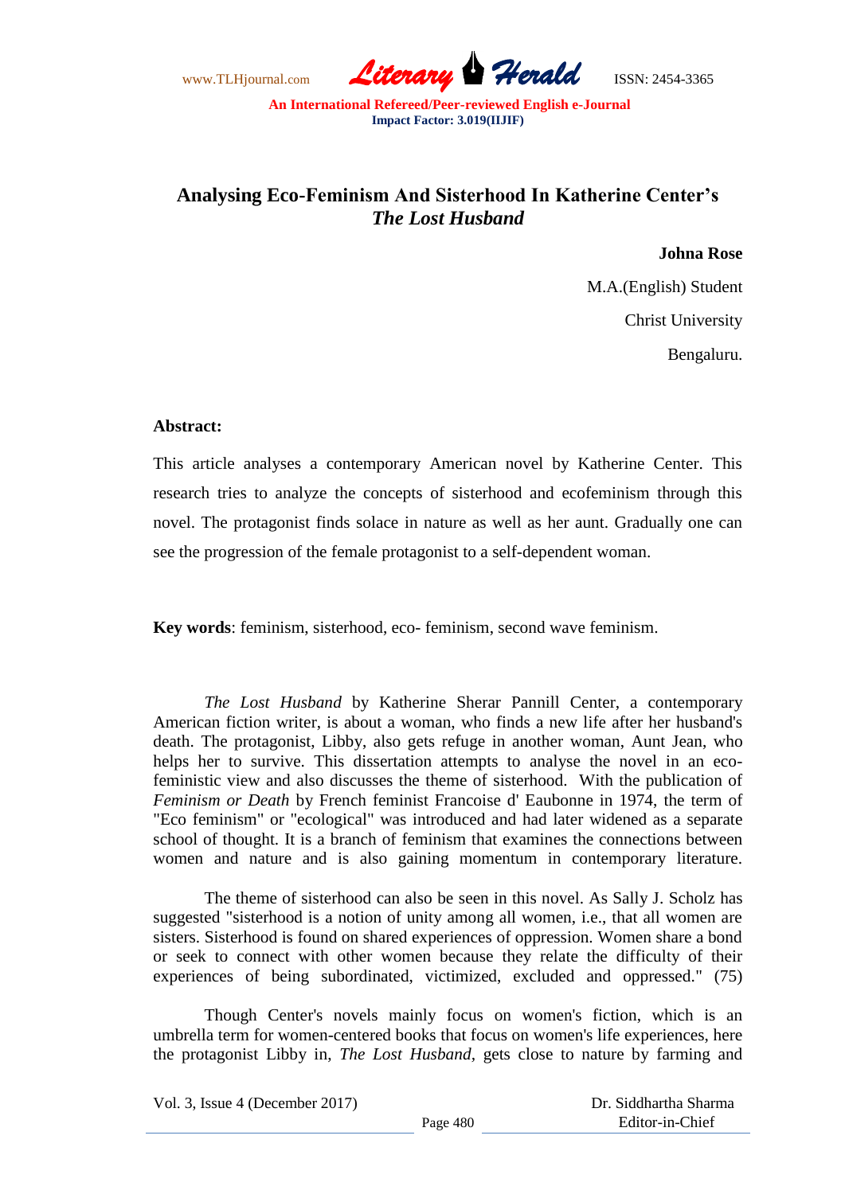# Analysing Eco-Feminism And Sisterhood In Katherine Center's *The Lost Husband*

**Johna Rose**

M.A.(English) Student

Christ University

Bengaluru.

**Abstract:**

This article analyses a contemporary American novel by Katherine Center. This research tries to analyze the concepts of sisterhood and ecofeminism through this novel. The protagonist finds solace in nature as well as her aunt. Gradually one can see the progression of the female protagonist to a self-dependent woman.

**Key words**: feminism, sisterhood, eco- feminism, second wave feminism.

*The Lost Husband* by Katherine Sherar Pannill Center, a contemporary American fiction writer, is about a woman, who finds a new life after her husband's death. The protagonist, Libby, also gets refuge in another woman, Aunt Jean, who helps her to survive. This dissertation attempts to analyse the novel in an eco-feministic view and also discusses the theme of sisterhood. With the publication of *Feminism or Death* by French feminist Francoise d' Eaubonne in 1974, the term of "Eco feminism" or "ecological" was introduced and had later widened as a separate school of thought. It is a branch of feminism that examines the connections between women and nature and is also gaining momentum in contemporary literature.

The theme of sisterhood can also be seen in this novel. As Sally J. Scholz has suggested "sisterhood is a notion of unity among all women, i.e., that all women are sisters. Sisterhood is found on shared experiences of oppression. Women share a bond or seek to connect with other women because they relate the difficulty of their experiences of being subordinated, victimized, excluded and oppressed." (75)

Though Center's novels mainly focus on women's fiction, which is an umbrella term for women-centered books that focus on women's life experiences, here the protagonist Libby in, *The Lost Husband,* gets close to nature by farming and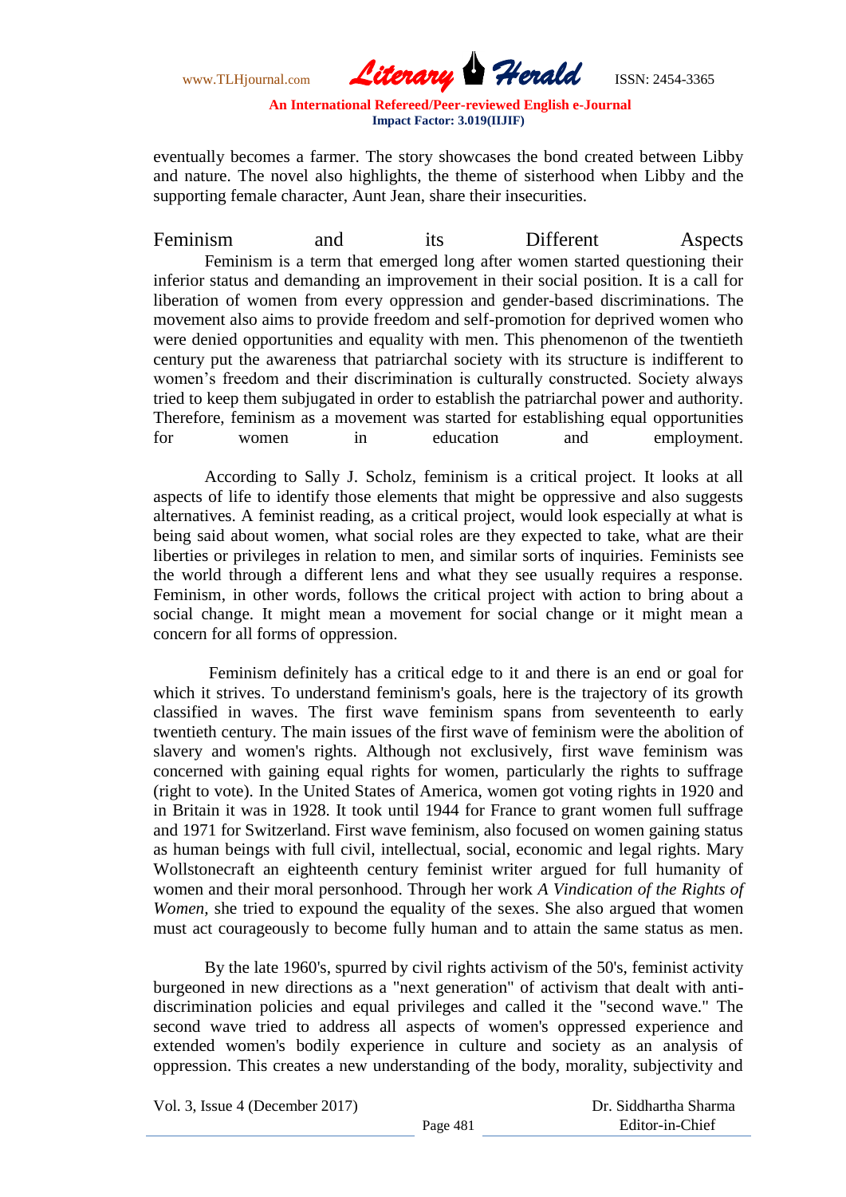eventually becomes a farmer. The story showcases the bond created between Libby and nature. The novel also highlights, the theme of sisterhood when Libby and the supporting female character, Aunt Jean, share their insecurities.

## Feminism and its Different Aspects

Feminism is a term that emerged long after women started questioning their inferior status and demanding an improvement in their social position. It is a call for liberation of women from every oppression and gender-based discriminations. The movement also aims to provide freedom and self-promotion for deprived women who were denied opportunities and equality with men. This phenomenon of the twentieth century put the awareness that patriarchal society with its structure is indifferent to women's freedom and their discrimination is culturally constructed. Society always tried to keep them subjugated in order to establish the patriarchal power and authority. Therefore, feminism as a movement was started for establishing equal opportunities for women in education and employment.

According to Sally J. Scholz, feminism is a critical project. It looks at all aspects of life to identify those elements that might be oppressive and also suggests alternatives. A feminist reading, as a critical project, would look especially at what is being said about women, what social roles are they expected to take, what are their liberties or privileges in relation to men, and similar sorts of inquiries. Feminists see the world through a different lens and what they see usually requires a response. Feminism, in other words, follows the critical project with action to bring about a social change. It might mean a movement for social change or it might mean a concern for all forms of oppression.

Feminism definitely has a critical edge to it and there is an end or goal for which it strives. To understand feminism's goals, here is the trajectory of its growth classified in waves. The first wave feminism spans from seventeenth to early twentieth century. The main issues of the first wave of feminism were the abolition of slavery and women's rights. Although not exclusively, first wave feminism was concerned with gaining equal rights for women, particularly the rights to suffrage (right to vote). In the United States of America, women got voting rights in 1920 and in Britain it was in 1928. It took until 1944 for France to grant women full suffrage and 1971 for Switzerland. First wave feminism, also focused on women gaining status as human beings with full civil, intellectual, social, economic and legal rights. Mary Wollstonecraft an eighteenth century feminist writer argued for full humanity of women and their moral personhood. Through her work *A Vindication of the Rights of Women,* she tried to expound the equality of the sexes. She also argued that women must act courageously to become fully human and to attain the same status as men.

By the late 1960's, spurred by civil rights activism of the 50's, feminist activity burgeoned in new directions as a "next generation" of activism that dealt with anti-discrimination policies and equal privileges and called it the "second wave." The second wave tried to address all aspects of women's oppressed experience and extended women's bodily experience in culture and society as an analysis of oppression. This creates a new understanding of the body, morality, subjectivity and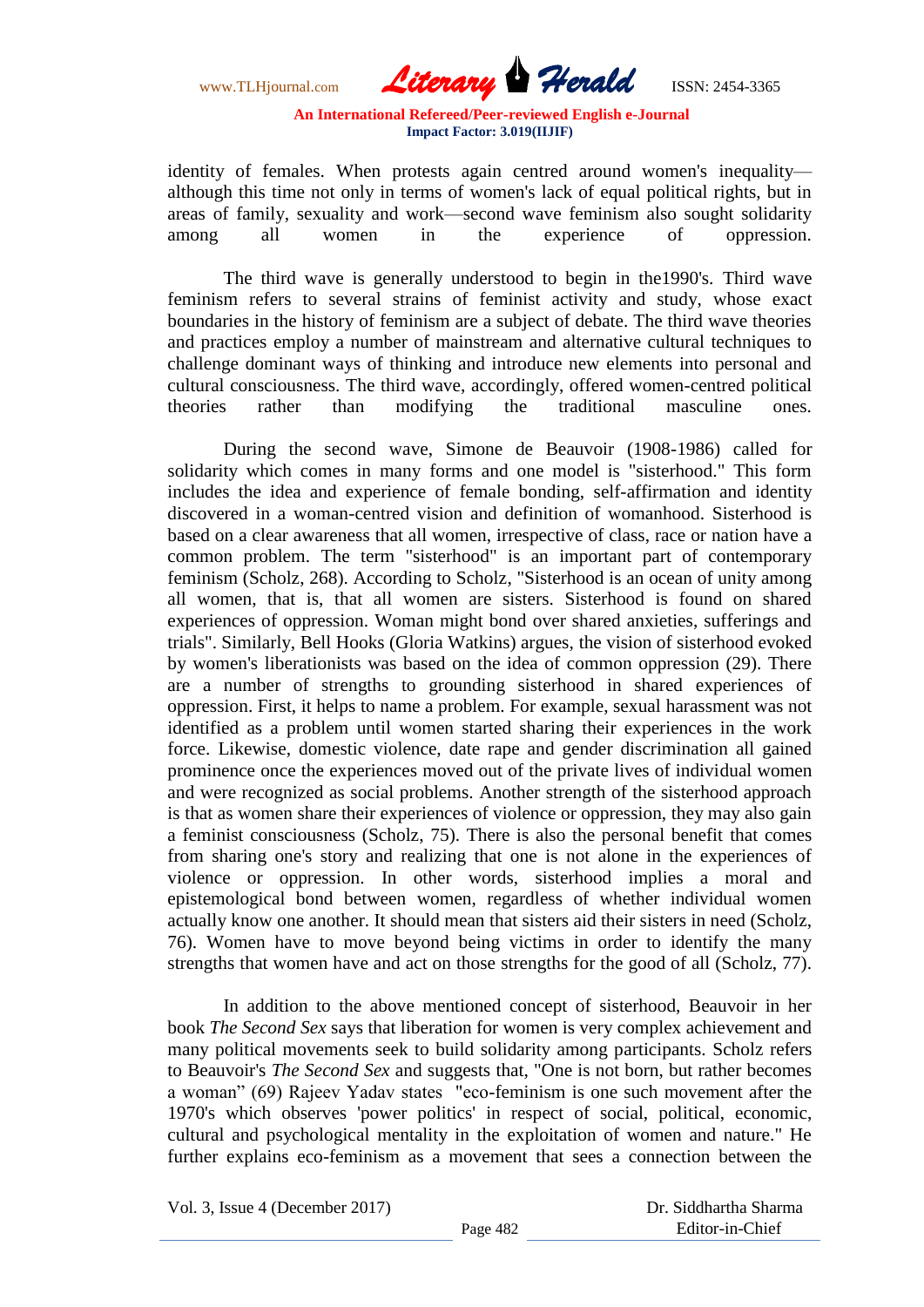identity of females. When protests again centred around women's inequality—although this time not only in terms of women's lack of equal political rights, but in areas of family, sexuality and work—second wave feminism also sought solidarity among all women in the experience of oppression.

The third wave is generally understood to begin in the1990's. Third wave feminism refers to several strains of feminist activity and study, whose exact boundaries in the history of feminism are a subject of debate. The third wave theories and practices employ a number of mainstream and alternative cultural techniques to challenge dominant ways of thinking and introduce new elements into personal and cultural consciousness. The third wave, accordingly, offered women-centred political theories rather than modifying the traditional masculine ones.

During the second wave, Simone de Beauvoir (1908-1986) called for solidarity which comes in many forms and one model is "sisterhood." This form includes the idea and experience of female bonding, self-affirmation and identity discovered in a woman-centred vision and definition of womanhood. Sisterhood is based on a clear awareness that all women, irrespective of class, race or nation have a common problem. The term "sisterhood" is an important part of contemporary feminism (Scholz, 268). According to Scholz, "Sisterhood is an ocean of unity among all women, that is, that all women are sisters. Sisterhood is found on shared experiences of oppression. Woman might bond over shared anxieties, sufferings and trials". Similarly, Bell Hooks (Gloria Watkins) argues, the vision of sisterhood evoked by women's liberationists was based on the idea of common oppression (29). There are a number of strengths to grounding sisterhood in shared experiences of oppression. First, it helps to name a problem. For example, sexual harassment was not identified as a problem until women started sharing their experiences in the work force. Likewise, domestic violence, date rape and gender discrimination all gained prominence once the experiences moved out of the private lives of individual women and were recognized as social problems. Another strength of the sisterhood approach is that as women share their experiences of violence or oppression, they may also gain a feminist consciousness (Scholz, 75). There is also the personal benefit that comes from sharing one's story and realizing that one is not alone in the experiences of violence or oppression. In other words, sisterhood implies a moral and epistemological bond between women, regardless of whether individual women actually know one another. It should mean that sisters aid their sisters in need (Scholz, 76). Women have to move beyond being victims in order to identify the many strengths that women have and act on those strengths for the good of all (Scholz, 77).

In addition to the above mentioned concept of sisterhood, Beauvoir in her book *The Second Sex* says that liberation for women is very complex achievement and many political movements seek to build solidarity among participants. Scholz refers to Beauvoir's *The Second Sex* and suggests that, "One is not born, but rather becomes a woman" (69) Rajeev Yadav states "eco-feminism is one such movement after the 1970's which observes 'power politics' in respect of social, political, economic, cultural and psychological mentality in the exploitation of women and nature." He further explains eco-feminism as a movement that sees a connection between the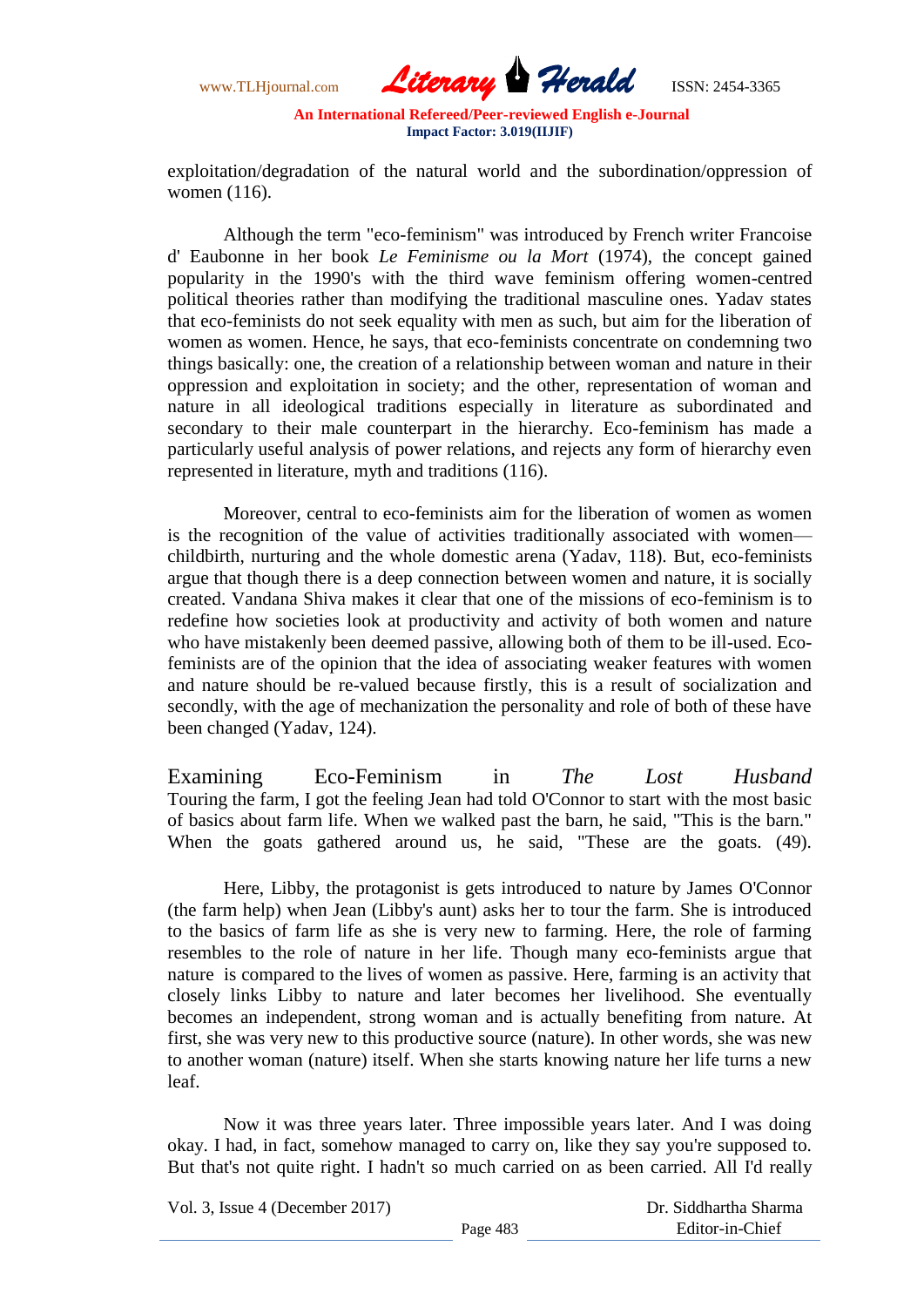exploitation/degradation of the natural world and the subordination/oppression of women (116).

Although the term "eco-feminism" was introduced by French writer Francoise d' Eaubonne in her book *Le Feminisme ou la Mort* (1974), the concept gained popularity in the 1990's with the third wave feminism offering women-centred political theories rather than modifying the traditional masculine ones. Yadav states that eco-feminists do not seek equality with men as such, but aim for the liberation of women as women. Hence, he says, that eco-feminists concentrate on condemning two things basically: one, the creation of a relationship between woman and nature in their oppression and exploitation in society; and the other, representation of woman and nature in all ideological traditions especially in literature as subordinated and secondary to their male counterpart in the hierarchy. Eco-feminism has made a particularly useful analysis of power relations, and rejects any form of hierarchy even represented in literature, myth and traditions (116).

Moreover, central to eco-feminists aim for the liberation of women as women is the recognition of the value of activities traditionally associated with women—childbirth, nurturing and the whole domestic arena (Yadav, 118). But, eco-feminists argue that though there is a deep connection between women and nature, it is socially created. Vandana Shiva makes it clear that one of the missions of eco-feminism is to redefine how societies look at productivity and activity of both women and nature who have mistakenly been deemed passive, allowing both of them to be ill-used. Eco-feminists are of the opinion that the idea of associating weaker features with women and nature should be re-valued because firstly, this is a result of socialization and secondly, with the age of mechanization the personality and role of both of these have been changed (Yadav, 124).

## Examining Eco-Feminism in *The Lost Husband*

Touring the farm, I got the feeling Jean had told O'Connor to start with the most basic of basics about farm life. When we walked past the barn, he said, "This is the barn." When the goats gathered around us, he said, "These are the goats. (49).

Here, Libby, the protagonist is gets introduced to nature by James O'Connor (the farm help) when Jean (Libby's aunt) asks her to tour the farm. She is introduced to the basics of farm life as she is very new to farming. Here, the role of farming resembles to the role of nature in her life. Though many eco-feminists argue that nature is compared to the lives of women as passive. Here, farming is an activity that closely links Libby to nature and later becomes her livelihood. She eventually becomes an independent, strong woman and is actually benefiting from nature. At first, she was very new to this productive source (nature). In other words, she was new to another woman (nature) itself. When she starts knowing nature her life turns a new leaf.

Now it was three years later. Three impossible years later. And I was doing okay. I had, in fact, somehow managed to carry on, like they say you're supposed to. But that's not quite right. I hadn't so much carried on as been carried. All I'd really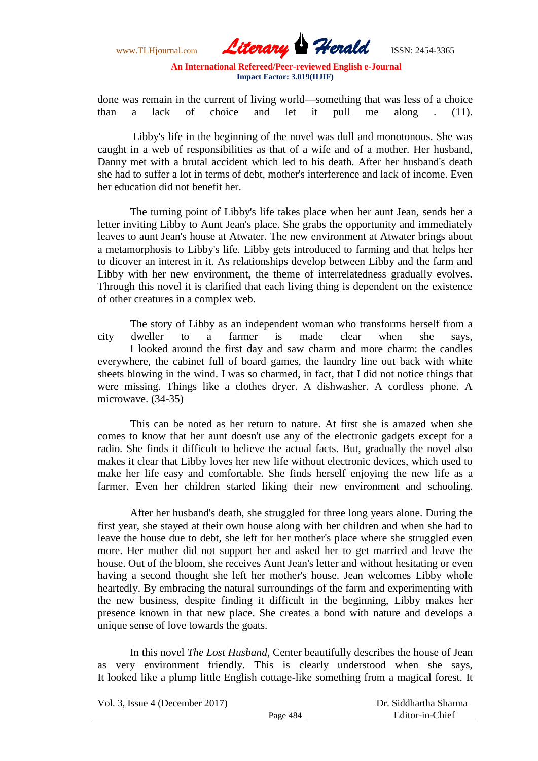done was remain in the current of living world—something that was less of a choice than a lack of choice and let it pull me along . (11).

Libby's life in the beginning of the novel was dull and monotonous. She was caught in a web of responsibilities as that of a wife and of a mother. Her husband, Danny met with a brutal accident which led to his death. After her husband's death she had to suffer a lot in terms of debt, mother's interference and lack of income. Even her education did not benefit her.

The turning point of Libby's life takes place when her aunt Jean, sends her a letter inviting Libby to Aunt Jean's place. She grabs the opportunity and immediately leaves to aunt Jean's house at Atwater. The new environment at Atwater brings about a metamorphosis to Libby's life. Libby gets introduced to farming and that helps her to dicover an interest in it. As relationships develop between Libby and the farm and Libby with her new environment, the theme of interrelatedness gradually evolves. Through this novel it is clarified that each living thing is dependent on the existence of other creatures in a complex web.

The story of Libby as an independent woman who transforms herself from a city dweller to a farmer is made clear when she says,

I looked around the first day and saw charm and more charm: the candles everywhere, the cabinet full of board games, the laundry line out back with white sheets blowing in the wind. I was so charmed, in fact, that I did not notice things that were missing. Things like a clothes dryer. A dishwasher. A cordless phone. A microwave. (34-35)

This can be noted as her return to nature. At first she is amazed when she comes to know that her aunt doesn't use any of the electronic gadgets except for a radio. She finds it difficult to believe the actual facts. But, gradually the novel also makes it clear that Libby loves her new life without electronic devices, which used to make her life easy and comfortable. She finds herself enjoying the new life as a farmer. Even her children started liking their new environment and schooling.

After her husband's death, she struggled for three long years alone. During the first year, she stayed at their own house along with her children and when she had to leave the house due to debt, she left for her mother's place where she struggled even more. Her mother did not support her and asked her to get married and leave the house. Out of the bloom, she receives Aunt Jean's letter and without hesitating or even having a second thought she left her mother's house. Jean welcomes Libby whole heartedly. By embracing the natural surroundings of the farm and experimenting with the new business, despite finding it difficult in the beginning, Libby makes her presence known in that new place. She creates a bond with nature and develops a unique sense of love towards the goats.

In this novel *The Lost Husband*, Center beautifully describes the house of Jean as very environment friendly. This is clearly understood when she says,

It looked like a plump little English cottage-like something from a magical forest. It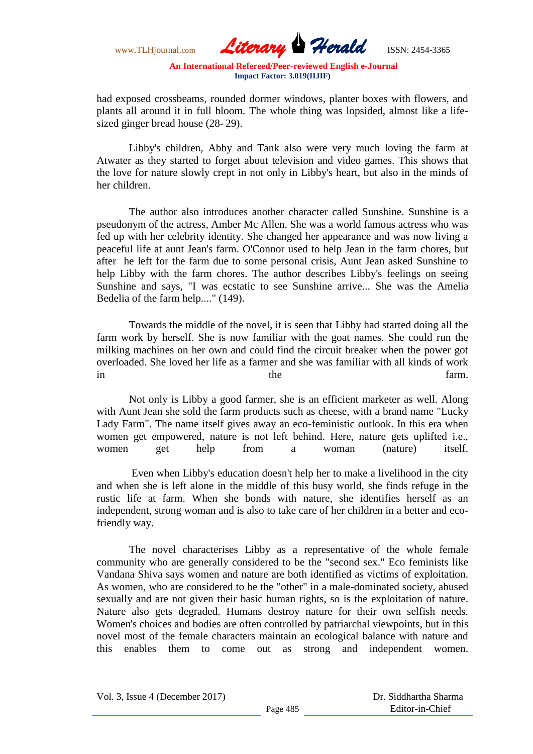had exposed crossbeams, rounded dormer windows, planter boxes with flowers, and plants all around it in full bloom. The whole thing was lopsided, almost like a life-sized ginger bread house (28- 29).

Libby's children, Abby and Tank also were very much loving the farm at Atwater as they started to forget about television and video games. This shows that the love for nature slowly crept in not only in Libby's heart, but also in the minds of her children.

The author also introduces another character called Sunshine. Sunshine is a pseudonym of the actress, Amber Mc Allen. She was a world famous actress who was fed up with her celebrity identity. She changed her appearance and was now living a peaceful life at aunt Jean's farm. O'Connor used to help Jean in the farm chores, but after he left for the farm due to some personal crisis, Aunt Jean asked Sunshine to help Libby with the farm chores. The author describes Libby's feelings on seeing Sunshine and says, "I was ecstatic to see Sunshine arrive... She was the Amelia Bedelia of the farm help...." (149).

Towards the middle of the novel, it is seen that Libby had started doing all the farm work by herself. She is now familiar with the goat names. She could run the milking machines on her own and could find the circuit breaker when the power got overloaded. She loved her life as a farmer and she was familiar with all kinds of work in the farm.

Not only is Libby a good farmer, she is an efficient marketer as well. Along with Aunt Jean she sold the farm products such as cheese, with a brand name "Lucky Lady Farm". The name itself gives away an eco-feministic outlook. In this era when women get empowered, nature is not left behind. Here, nature gets uplifted i.e., women get help from a woman (nature) itself.

Even when Libby's education doesn't help her to make a livelihood in the city and when she is left alone in the middle of this busy world, she finds refuge in the rustic life at farm. When she bonds with nature, she identifies herself as an independent, strong woman and is also to take care of her children in a better and eco-friendly way.

The novel characterises Libby as a representative of the whole female community who are generally considered to be the "second sex." Eco feminists like Vandana Shiva says women and nature are both identified as victims of exploitation. As women, who are considered to be the "other" in a male-dominated society, abused sexually and are not given their basic human rights, so is the exploitation of nature. Nature also gets degraded. Humans destroy nature for their own selfish needs. Women's choices and bodies are often controlled by patriarchal viewpoints, but in this novel most of the female characters maintain an ecological balance with nature and this enables them to come out as strong and independent women.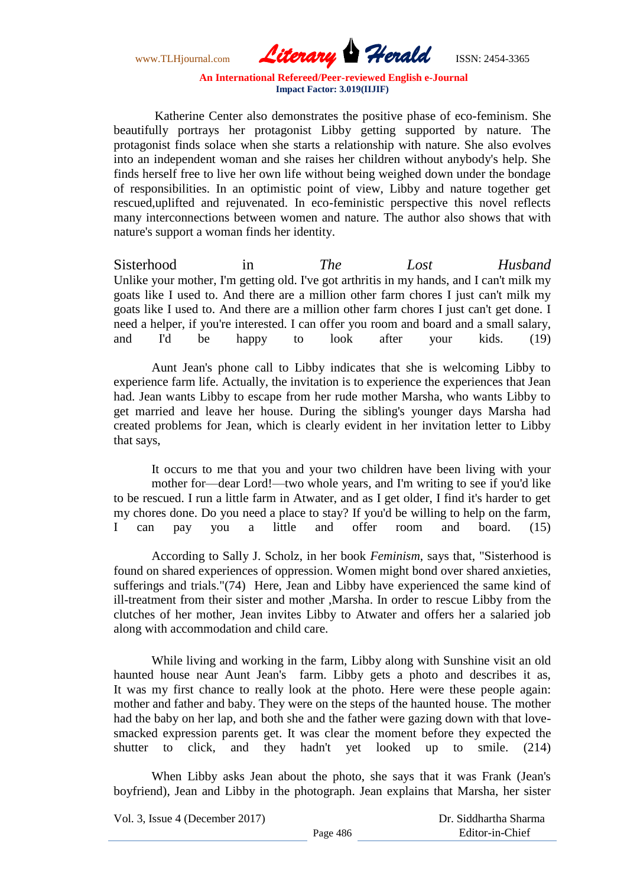Katherine Center also demonstrates the positive phase of eco-feminism. She beautifully portrays her protagonist Libby getting supported by nature. The protagonist finds solace when she starts a relationship with nature. She also evolves into an independent woman and she raises her children without anybody's help. She finds herself free to live her own life without being weighed down under the bondage of responsibilities. In an optimistic point of view, Libby and nature together get rescued,uplifted and rejuvenated. In eco-feministic perspective this novel reflects many interconnections between women and nature. The author also shows that with nature's support a woman finds her identity.

## Sisterhood in *The Lost Husband*

Unlike your mother, I'm getting old. I've got arthritis in my hands, and I can't milk my goats like I used to. And there are a million other farm chores I just can't milk my goats like I used to. And there are a million other farm chores I just can't get done. I need a helper, if you're interested. I can offer you room and board and a small salary, and I'd be happy to look after your kids. (19)

Aunt Jean's phone call to Libby indicates that she is welcoming Libby to experience farm life. Actually, the invitation is to experience the experiences that Jean had. Jean wants Libby to escape from her rude mother Marsha, who wants Libby to get married and leave her house. During the sibling's younger days Marsha had created problems for Jean, which is clearly evident in her invitation letter to Libby that says,

It occurs to me that you and your two children have been living with your mother for—dear Lord!—two whole years, and I'm writing to see if you'd like to be rescued. I run a little farm in Atwater, and as I get older, I find it's harder to get my chores done. Do you need a place to stay? If you'd be willing to help on the farm, I can pay you a little and offer room and board. (15)

According to Sally J. Scholz, in her book *Feminism*, says that, "Sisterhood is found on shared experiences of oppression. Women might bond over shared anxieties, sufferings and trials."(74) Here, Jean and Libby have experienced the same kind of ill-treatment from their sister and mother ,Marsha. In order to rescue Libby from the clutches of her mother, Jean invites Libby to Atwater and offers her a salaried job along with accommodation and child care.

While living and working in the farm, Libby along with Sunshine visit an old haunted house near Aunt Jean's farm. Libby gets a photo and describes it as, It was my first chance to really look at the photo. Here were these people again: mother and father and baby. They were on the steps of the haunted house. The mother had the baby on her lap, and both she and the father were gazing down with that love-smacked expression parents get. It was clear the moment before they expected the shutter to click, and they hadn't yet looked up to smile. (214)

When Libby asks Jean about the photo, she says that it was Frank (Jean's boyfriend), Jean and Libby in the photograph. Jean explains that Marsha, her sister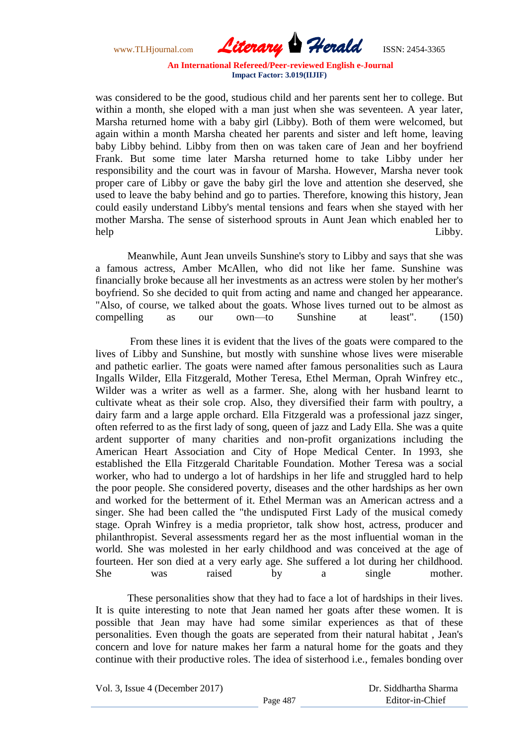was considered to be the good, studious child and her parents sent her to college. But within a month, she eloped with a man just when she was seventeen. A year later, Marsha returned home with a baby girl (Libby). Both of them were welcomed, but again within a month Marsha cheated her parents and sister and left home, leaving baby Libby behind. Libby from then on was taken care of Jean and her boyfriend Frank. But some time later Marsha returned home to take Libby under her responsibility and the court was in favour of Marsha. However, Marsha never took proper care of Libby or gave the baby girl the love and attention she deserved, she used to leave the baby behind and go to parties. Therefore, knowing this history, Jean could easily understand Libby's mental tensions and fears when she stayed with her mother Marsha. The sense of sisterhood sprouts in Aunt Jean which enabled her to help Libby.

Meanwhile, Aunt Jean unveils Sunshine's story to Libby and says that she was a famous actress, Amber McAllen, who did not like her fame. Sunshine was financially broke because all her investments as an actress were stolen by her mother's boyfriend. So she decided to quit from acting and name and changed her appearance. "Also, of course, we talked about the goats. Whose lives turned out to be almost as compelling as our own—to Sunshine at least". (150)

From these lines it is evident that the lives of the goats were compared to the lives of Libby and Sunshine, but mostly with sunshine whose lives were miserable and pathetic earlier. The goats were named after famous personalities such as Laura Ingalls Wilder, Ella Fitzgerald, Mother Teresa, Ethel Merman, Oprah Winfrey etc., Wilder was a writer as well as a farmer. She, along with her husband learnt to cultivate wheat as their sole crop. Also, they diversified their farm with poultry, a dairy farm and a large apple orchard. Ella Fitzgerald was a professional jazz singer, often referred to as the first lady of song, queen of jazz and Lady Ella. She was a quite ardent supporter of many charities and non-profit organizations including the American Heart Association and City of Hope Medical Center. In 1993, she established the Ella Fitzgerald Charitable Foundation. Mother Teresa was a social worker, who had to undergo a lot of hardships in her life and struggled hard to help the poor people. She considered poverty, diseases and the other hardships as her own and worked for the betterment of it. Ethel Merman was an American actress and a singer. She had been called the "the undisputed First Lady of the musical comedy stage. Oprah Winfrey is a media proprietor, talk show host, actress, producer and philanthropist. Several assessments regard her as the most influential woman in the world. She was molested in her early childhood and was conceived at the age of fourteen. Her son died at a very early age. She suffered a lot during her childhood. She was raised by a single mother.

These personalities show that they had to face a lot of hardships in their lives. It is quite interesting to note that Jean named her goats after these women. It is possible that Jean may have had some similar experiences as that of these personalities. Even though the goats are seperated from their natural habitat , Jean's concern and love for nature makes her farm a natural home for the goats and they continue with their productive roles. The idea of sisterhood i.e., females bonding over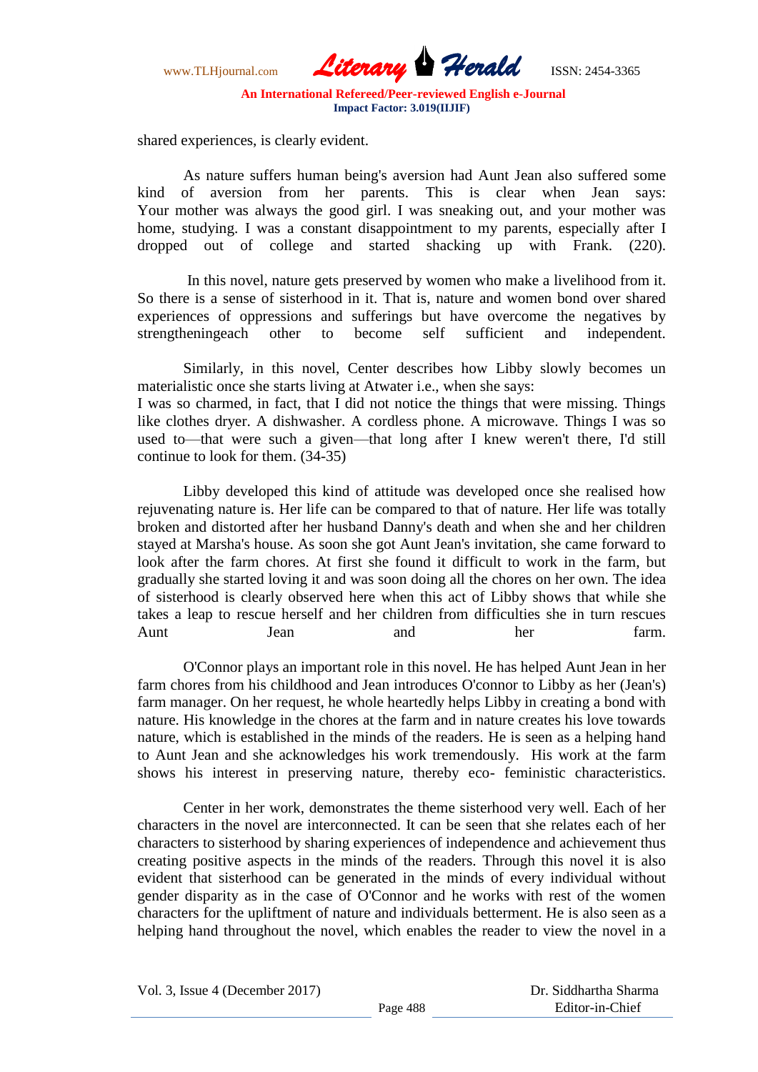shared experiences, is clearly evident.

As nature suffers human being's aversion had Aunt Jean also suffered some kind of aversion from her parents. This is clear when Jean says: Your mother was always the good girl. I was sneaking out, and your mother was home, studying. I was a constant disappointment to my parents, especially after I dropped out of college and started shacking up with Frank. (220).

In this novel, nature gets preserved by women who make a livelihood from it. So there is a sense of sisterhood in it. That is, nature and women bond over shared experiences of oppressions and sufferings but have overcome the negatives by strengtheningeach other to become self sufficient and independent.

Similarly, in this novel, Center describes how Libby slowly becomes un materialistic once she starts living at Atwater i.e., when she says:

I was so charmed, in fact, that I did not notice the things that were missing. Things like clothes dryer. A dishwasher. A cordless phone. A microwave. Things I was so used to—that were such a given—that long after I knew weren't there, I'd still continue to look for them. (34-35)

Libby developed this kind of attitude was developed once she realised how rejuvenating nature is. Her life can be compared to that of nature. Her life was totally broken and distorted after her husband Danny's death and when she and her children stayed at Marsha's house. As soon she got Aunt Jean's invitation, she came forward to look after the farm chores. At first she found it difficult to work in the farm, but gradually she started loving it and was soon doing all the chores on her own. The idea of sisterhood is clearly observed here when this act of Libby shows that while she takes a leap to rescue herself and her children from difficulties she in turn rescues Aunt Jean and her farm.

O'Connor plays an important role in this novel. He has helped Aunt Jean in her farm chores from his childhood and Jean introduces O'connor to Libby as her (Jean's) farm manager. On her request, he whole heartedly helps Libby in creating a bond with nature. His knowledge in the chores at the farm and in nature creates his love towards nature, which is established in the minds of the readers. He is seen as a helping hand to Aunt Jean and she acknowledges his work tremendously. His work at the farm shows his interest in preserving nature, thereby eco- feministic characteristics.

Center in her work, demonstrates the theme sisterhood very well. Each of her characters in the novel are interconnected. It can be seen that she relates each of her characters to sisterhood by sharing experiences of independence and achievement thus creating positive aspects in the minds of the readers. Through this novel it is also evident that sisterhood can be generated in the minds of every individual without gender disparity as in the case of O'Connor and he works with rest of the women characters for the upliftment of nature and individuals betterment. He is also seen as a helping hand throughout the novel, which enables the reader to view the novel in a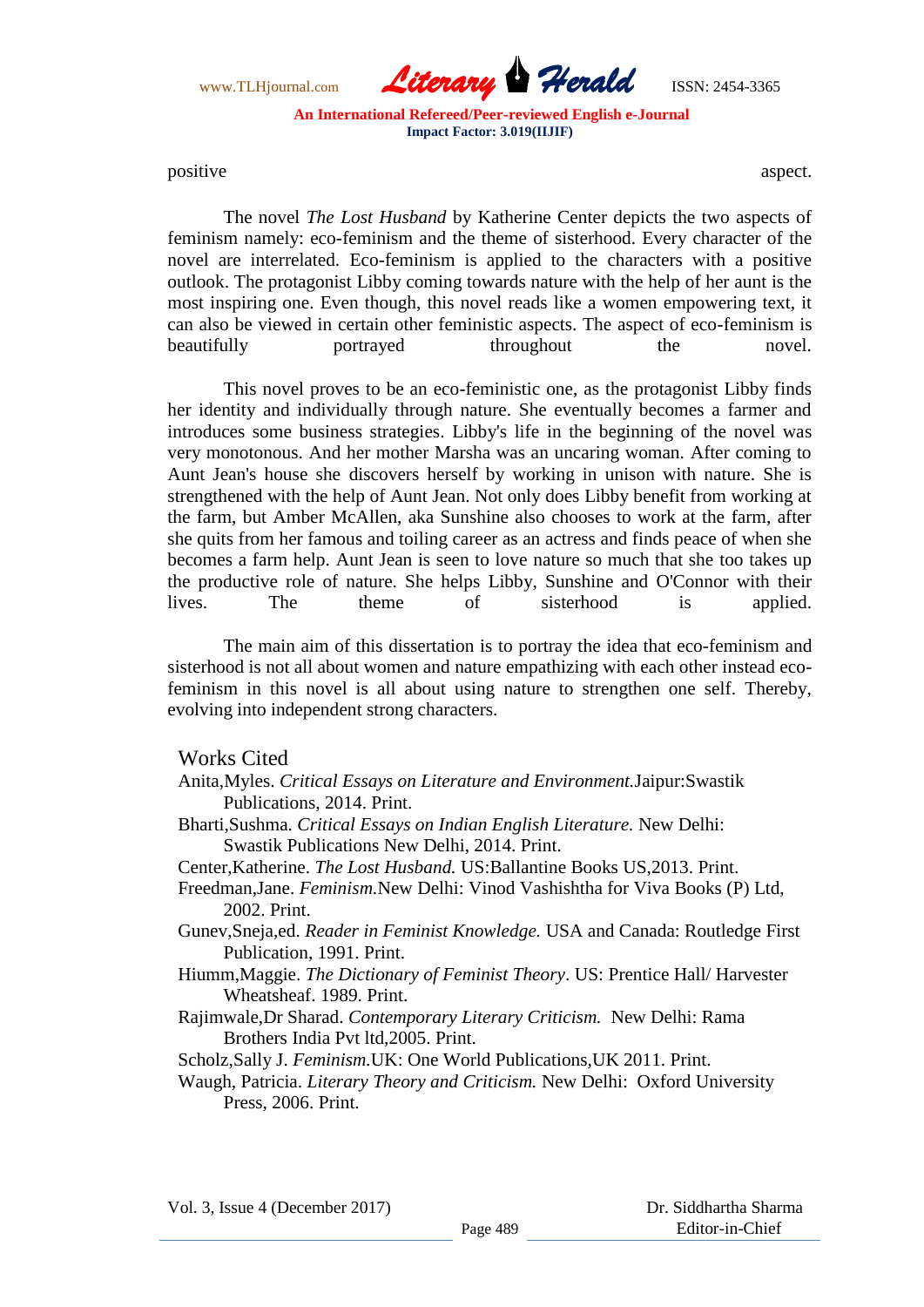positive aspect.

The novel *The Lost Husband* by Katherine Center depicts the two aspects of feminism namely: eco-feminism and the theme of sisterhood. Every character of the novel are interrelated. Eco-feminism is applied to the characters with a positive outlook. The protagonist Libby coming towards nature with the help of her aunt is the most inspiring one. Even though, this novel reads like a women empowering text, it can also be viewed in certain other feministic aspects. The aspect of eco-feminism is beautifully portrayed throughout the novel.

This novel proves to be an eco-feministic one, as the protagonist Libby finds her identity and individually through nature. She eventually becomes a farmer and introduces some business strategies. Libby's life in the beginning of the novel was very monotonous. And her mother Marsha was an uncaring woman. After coming to Aunt Jean's house she discovers herself by working in unison with nature. She is strengthened with the help of Aunt Jean. Not only does Libby benefit from working at the farm, but Amber McAllen, aka Sunshine also chooses to work at the farm, after she quits from her famous and toiling career as an actress and finds peace of when she becomes a farm help. Aunt Jean is seen to love nature so much that she too takes up the productive role of nature. She helps Libby, Sunshine and O'Connor with their lives. The theme of sisterhood is applied.

The main aim of this dissertation is to portray the idea that eco-feminism and sisterhood is not all about women and nature empathizing with each other instead eco-feminism in this novel is all about using nature to strengthen one self. Thereby, evolving into independent strong characters.

## Works Cited

Anita,Myles. *Critical Essays on Literature and Environment.*Jaipur:Swastik Publications, 2014. Print.

Bharti,Sushma. *Critical Essays on Indian English Literature.* New Delhi: Swastik Publications New Delhi, 2014. Print.

Center,Katherine. *The Lost Husband.* US:Ballantine Books US,2013. Print.

Freedman,Jane. *Feminism.*New Delhi: Vinod Vashishtha for Viva Books (P) Ltd, 2002. Print.

Gunev,Sneja,ed. *Reader in Feminist Knowledge.* USA and Canada: Routledge First Publication, 1991. Print.

Hiumm,Maggie. *The Dictionary of Feminist Theory*. US: Prentice Hall/ Harvester Wheatsheaf. 1989. Print.

Rajimwale,Dr Sharad. *Contemporary Literary Criticism.* New Delhi: Rama Brothers India Pvt ltd,2005. Print.

Scholz,Sally J. *Feminism.*UK: One World Publications,UK 2011. Print.

Waugh, Patricia. *Literary Theory and Criticism.* New Delhi: Oxford University Press, 2006. Print.